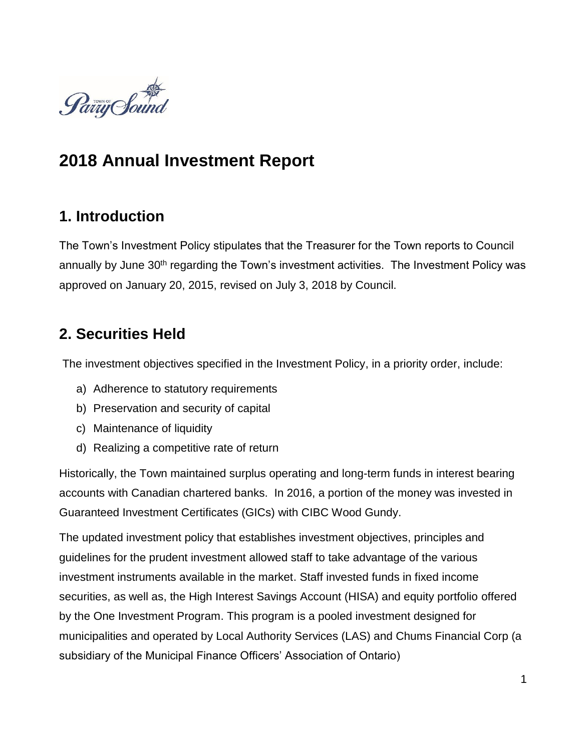# 2018 Annual Investment Report

## 1. Introduction

The Town's Investment Policy stipulates that the Treasurer for the Town reports to Council annually by June 30th regarding the Town's investment activities. The Investment Policy was approved on January 20, 2015, revised on July 3, 2018 by Council.

## 2. Securities Held

The investment objectives specified in the Investment Policy, in a priority order, include:

a) Adherence to statutory requirements
b) Preservation and security of capital
c) Maintenance of liquidity
d) Realizing a competitive rate of return

Historically, the Town maintained surplus operating and long-term funds in interest bearing accounts with Canadian chartered banks. In 2016, a portion of the money was invested in Guaranteed Investment Certificates (GICs) with CIBC Wood Gundy.

The updated investment policy that establishes investment objectives, principles and guidelines for the prudent investment allowed staff to take advantage of the various investment instruments available in the market. Staff invested funds in fixed income securities, as well as, the High Interest Savings Account (HISA) and equity portfolio offered by the One Investment Program. This program is a pooled investment designed for municipalities and operated by Local Authority Services (LAS) and Chums Financial Corp (a subsidiary of the Municipal Finance Officers' Association of Ontario)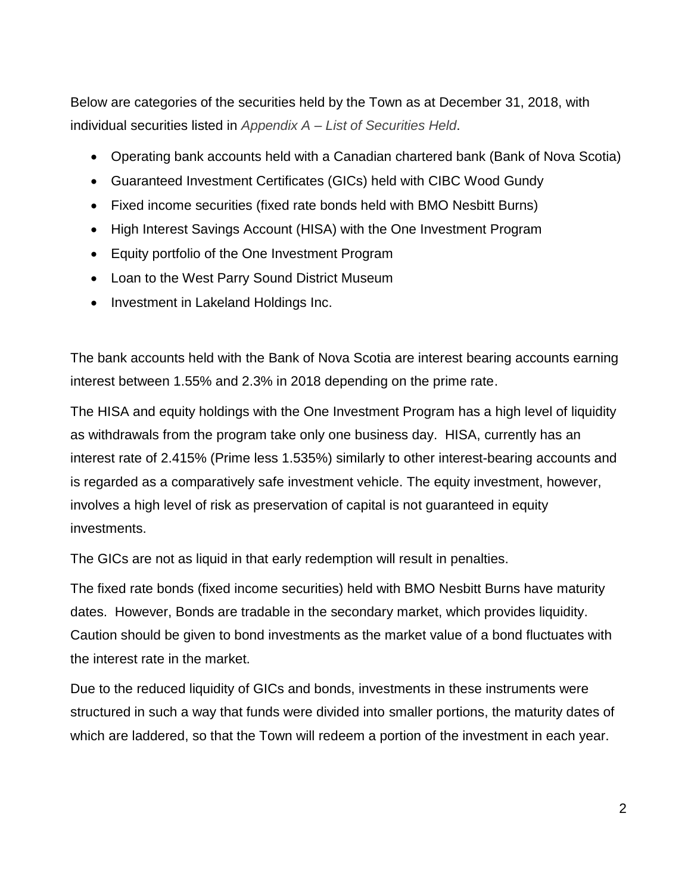Below are categories of the securities held by the Town as at December 31, 2018, with individual securities listed in *Appendix A – List of Securities Held*.

- Operating bank accounts held with a Canadian chartered bank (Bank of Nova Scotia)
- Guaranteed Investment Certificates (GICs) held with CIBC Wood Gundy
- Fixed income securities (fixed rate bonds held with BMO Nesbitt Burns)
- High Interest Savings Account (HISA) with the One Investment Program
- Equity portfolio of the One Investment Program
- Loan to the West Parry Sound District Museum
- Investment in Lakeland Holdings Inc.

The bank accounts held with the Bank of Nova Scotia are interest bearing accounts earning interest between 1.55% and 2.3% in 2018 depending on the prime rate.

The HISA and equity holdings with the One Investment Program has a high level of liquidity as withdrawals from the program take only one business day. HISA, currently has an interest rate of 2.415% (Prime less 1.535%) similarly to other interest-bearing accounts and is regarded as a comparatively safe investment vehicle. The equity investment, however, involves a high level of risk as preservation of capital is not guaranteed in equity investments.

The GICs are not as liquid in that early redemption will result in penalties.

The fixed rate bonds (fixed income securities) held with BMO Nesbitt Burns have maturity dates. However, Bonds are tradable in the secondary market, which provides liquidity. Caution should be given to bond investments as the market value of a bond fluctuates with the interest rate in the market.

Due to the reduced liquidity of GICs and bonds, investments in these instruments were structured in such a way that funds were divided into smaller portions, the maturity dates of which are laddered, so that the Town will redeem a portion of the investment in each year.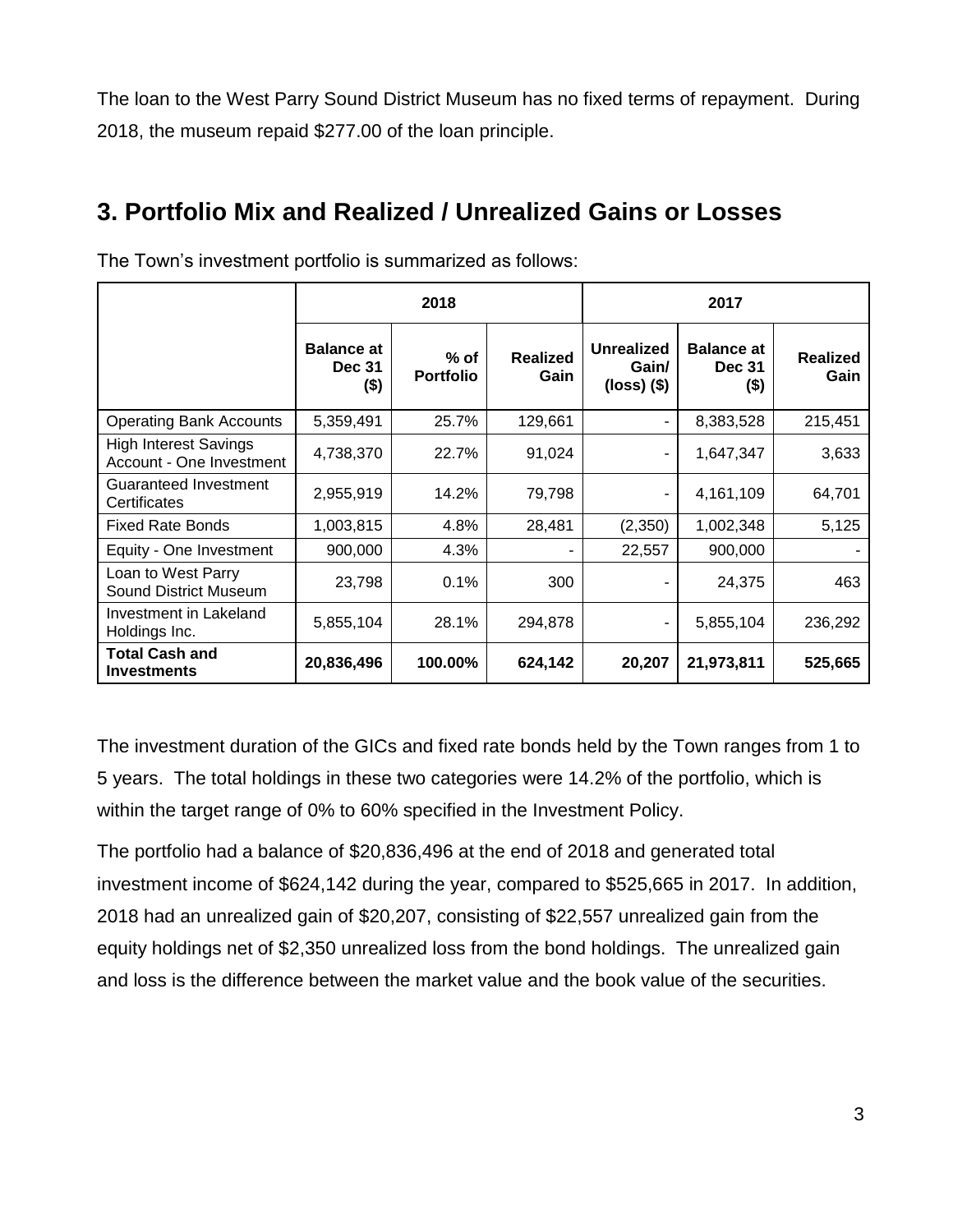The loan to the West Parry Sound District Museum has no fixed terms of repayment. During 2018, the museum repaid $277.00 of the loan principle.

## 3. Portfolio Mix and Realized / Unrealized Gains or Losses

The Town's investment portfolio is summarized as follows:

| | 2018 | | | | 2017 | |
|---|---|---|---|---|---|---|
| | Balance at Dec 31 ($) | % of Portfolio | Realized Gain | Unrealized Gain/ (loss) ($) | Balance at Dec 31 ($) | Realized Gain |
| Operating Bank Accounts | 5,359,491 | 25.7% | 129,661 | - | 8,383,528 | 215,451 |
| High Interest Savings Account - One Investment | 4,738,370 | 22.7% | 91,024 | - | 1,647,347 | 3,633 |
| Guaranteed Investment Certificates | 2,955,919 | 14.2% | 79,798 | - | 4,161,109 | 64,701 |
| Fixed Rate Bonds | 1,003,815 | 4.8% | 28,481 | (2,350) | 1,002,348 | 5,125 |
| Equity - One Investment | 900,000 | 4.3% | - | 22,557 | 900,000 | - |
| Loan to West Parry Sound District Museum | 23,798 | 0.1% | 300 | - | 24,375 | 463 |
| Investment in Lakeland Holdings Inc. | 5,855,104 | 28.1% | 294,878 | - | 5,855,104 | 236,292 |
| **Total Cash and Investments** | **20,836,496** | **100.00%** | **624,142** | **20,207** | **21,973,811** | **525,665** |

The investment duration of the GICs and fixed rate bonds held by the Town ranges from 1 to 5 years. The total holdings in these two categories were 14.2% of the portfolio, which is within the target range of 0% to 60% specified in the Investment Policy.

The portfolio had a balance of $20,836,496 at the end of 2018 and generated total investment income of $624,142 during the year, compared to $525,665 in 2017. In addition, 2018 had an unrealized gain of $20,207, consisting of $22,557 unrealized gain from the equity holdings net of $2,350 unrealized loss from the bond holdings. The unrealized gain and loss is the difference between the market value and the book value of the securities.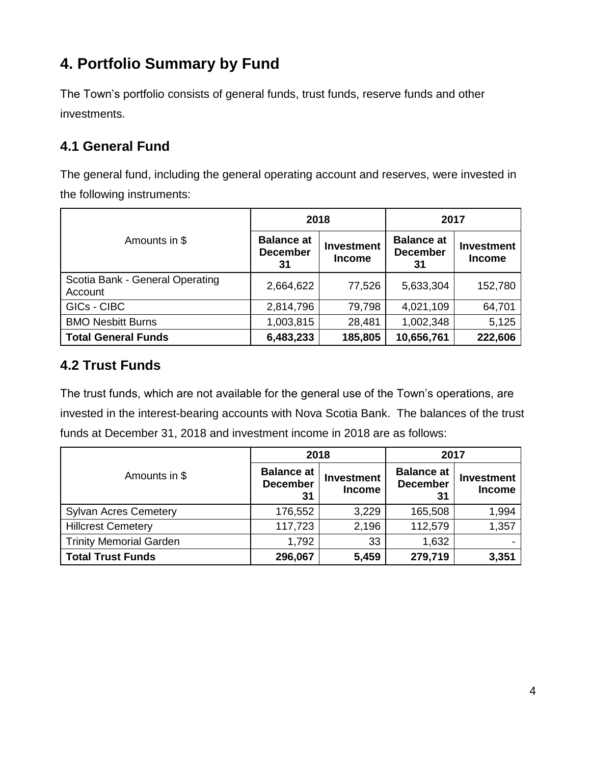# 4. Portfolio Summary by Fund

The Town's portfolio consists of general funds, trust funds, reserve funds and other investments.

## 4.1 General Fund

The general fund, including the general operating account and reserves, were invested in the following instruments:

| Amounts in $ | 2018 | | 2017 | |
|---|---|---|---|---|
| | **Balance at December 31** | **Investment Income** | **Balance at December 31** | **Investment Income** |
| Scotia Bank - General Operating Account | 2,664,622 | 77,526 | 5,633,304 | 152,780 |
| GICs - CIBC | 2,814,796 | 79,798 | 4,021,109 | 64,701 |
| BMO Nesbitt Burns | 1,003,815 | 28,481 | 1,002,348 | 5,125 |
| **Total General Funds** | **6,483,233** | **185,805** | **10,656,761** | **222,606** |

## 4.2 Trust Funds

The trust funds, which are not available for the general use of the Town's operations, are invested in the interest-bearing accounts with Nova Scotia Bank. The balances of the trust funds at December 31, 2018 and investment income in 2018 are as follows:

| Amounts in $ | 2018 | | 2017 | |
|---|---|---|---|---|
| | **Balance at December 31** | **Investment Income** | **Balance at December 31** | **Investment Income** |
| Sylvan Acres Cemetery | 176,552 | 3,229 | 165,508 | 1,994 |
| Hillcrest Cemetery | 117,723 | 2,196 | 112,579 | 1,357 |
| Trinity Memorial Garden | 1,792 | 33 | 1,632 | - |
| **Total Trust Funds** | **296,067** | **5,459** | **279,719** | **3,351** |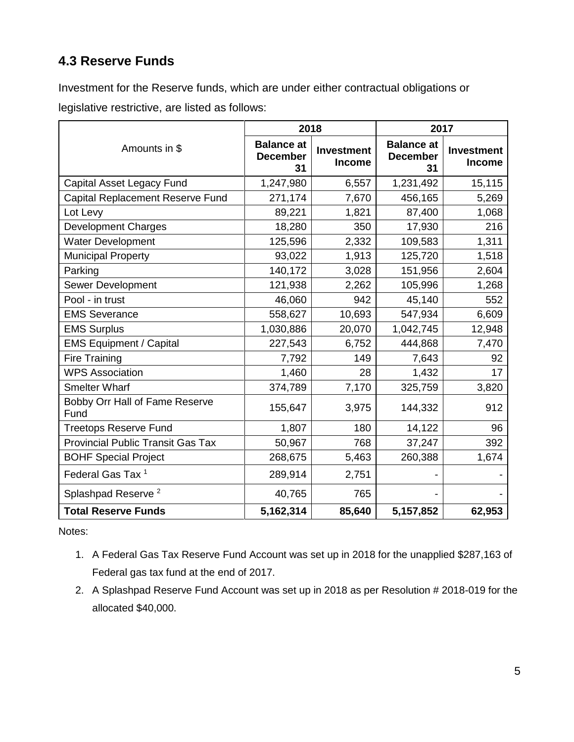## 4.3 Reserve Funds

Investment for the Reserve funds, which are under either contractual obligations or legislative restrictive, are listed as follows:

| Amounts in $ | 2018 | | 2017 | |
|---|---|---|---|---|
| | Balance at December 31 | Investment Income | Balance at December 31 | Investment Income |
| Capital Asset Legacy Fund | 1,247,980 | 6,557 | 1,231,492 | 15,115 |
| Capital Replacement Reserve Fund | 271,174 | 7,670 | 456,165 | 5,269 |
| Lot Levy | 89,221 | 1,821 | 87,400 | 1,068 |
| Development Charges | 18,280 | 350 | 17,930 | 216 |
| Water Development | 125,596 | 2,332 | 109,583 | 1,311 |
| Municipal Property | 93,022 | 1,913 | 125,720 | 1,518 |
| Parking | 140,172 | 3,028 | 151,956 | 2,604 |
| Sewer Development | 121,938 | 2,262 | 105,996 | 1,268 |
| Pool - in trust | 46,060 | 942 | 45,140 | 552 |
| EMS Severance | 558,627 | 10,693 | 547,934 | 6,609 |
| EMS Surplus | 1,030,886 | 20,070 | 1,042,745 | 12,948 |
| EMS Equipment / Capital | 227,543 | 6,752 | 444,868 | 7,470 |
| Fire Training | 7,792 | 149 | 7,643 | 92 |
| WPS Association | 1,460 | 28 | 1,432 | 17 |
| Smelter Wharf | 374,789 | 7,170 | 325,759 | 3,820 |
| Bobby Orr Hall of Fame Reserve Fund | 155,647 | 3,975 | 144,332 | 912 |
| Treetops Reserve Fund | 1,807 | 180 | 14,122 | 96 |
| Provincial Public Transit Gas Tax | 50,967 | 768 | 37,247 | 392 |
| BOHF Special Project | 268,675 | 5,463 | 260,388 | 1,674 |
| Federal Gas Tax [1] | 289,914 | 2,751 | - | - |
| Splashpad Reserve [2] | 40,765 | 765 | - | - |
| **Total Reserve Funds** | **5,162,314** | **85,640** | **5,157,852** | **62,953** |

Notes:

1. A Federal Gas Tax Reserve Fund Account was set up in 2018 for the unapplied $287,163 of Federal gas tax fund at the end of 2017.
2. A Splashpad Reserve Fund Account was set up in 2018 as per Resolution # 2018-019 for the allocated $40,000.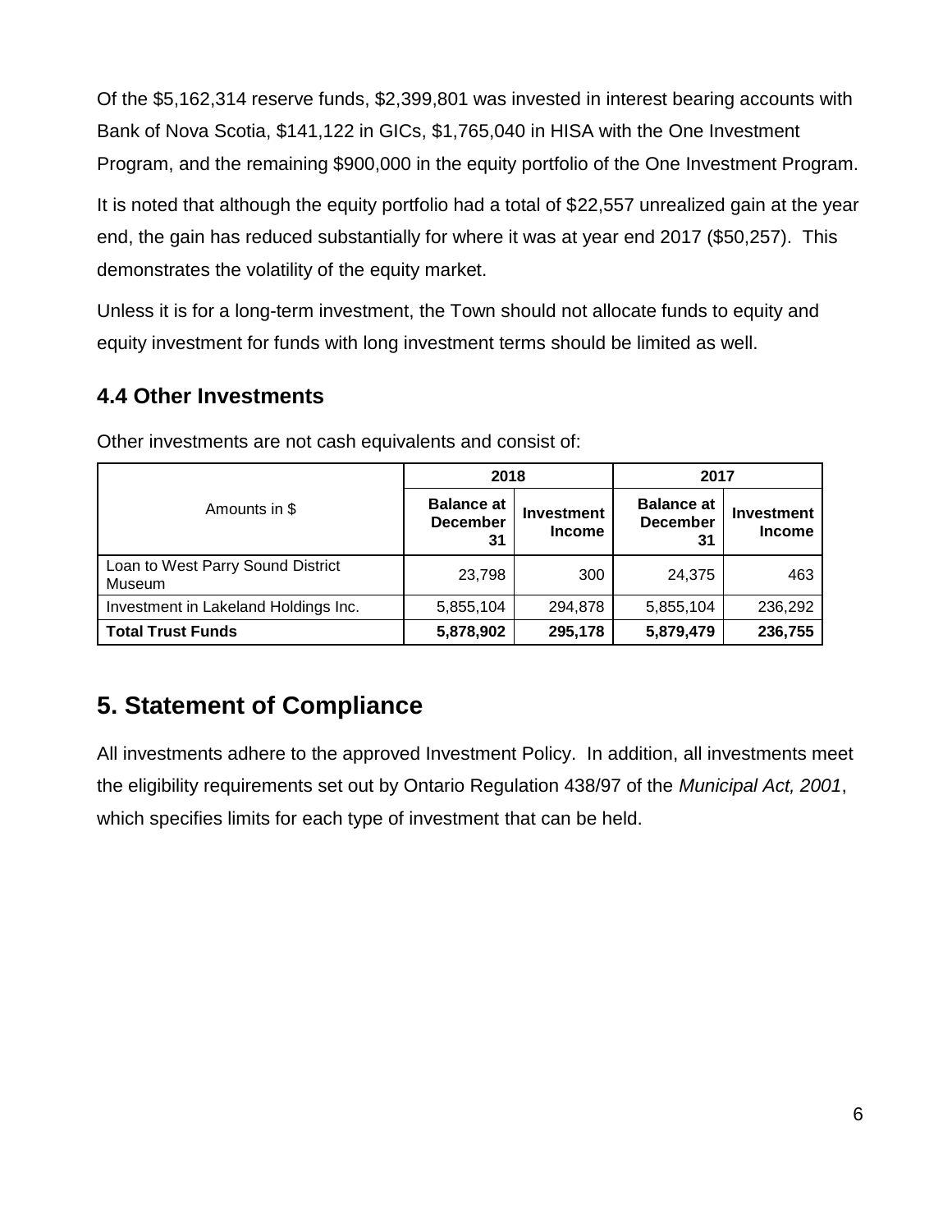Of the $5,162,314 reserve funds, $2,399,801 was invested in interest bearing accounts with Bank of Nova Scotia, $141,122 in GICs, $1,765,040 in HISA with the One Investment Program, and the remaining $900,000 in the equity portfolio of the One Investment Program.

It is noted that although the equity portfolio had a total of $22,557 unrealized gain at the year end, the gain has reduced substantially for where it was at year end 2017 ($50,257). This demonstrates the volatility of the equity market.

Unless it is for a long-term investment, the Town should not allocate funds to equity and equity investment for funds with long investment terms should be limited as well.

### 4.4 Other Investments

Other investments are not cash equivalents and consist of:

| Amounts in $ | 2018 | | 2017 | |
|---|---|---|---|---|
| | **Balance at December 31** | **Investment Income** | **Balance at December 31** | **Investment Income** |
| Loan to West Parry Sound District Museum | 23,798 | 300 | 24,375 | 463 |
| Investment in Lakeland Holdings Inc. | 5,855,104 | 294,878 | 5,855,104 | 236,292 |
| **Total Trust Funds** | **5,878,902** | **295,178** | **5,879,479** | **236,755** |

## 5. Statement of Compliance

All investments adhere to the approved Investment Policy. In addition, all investments meet the eligibility requirements set out by Ontario Regulation 438/97 of the *Municipal Act, 2001*, which specifies limits for each type of investment that can be held.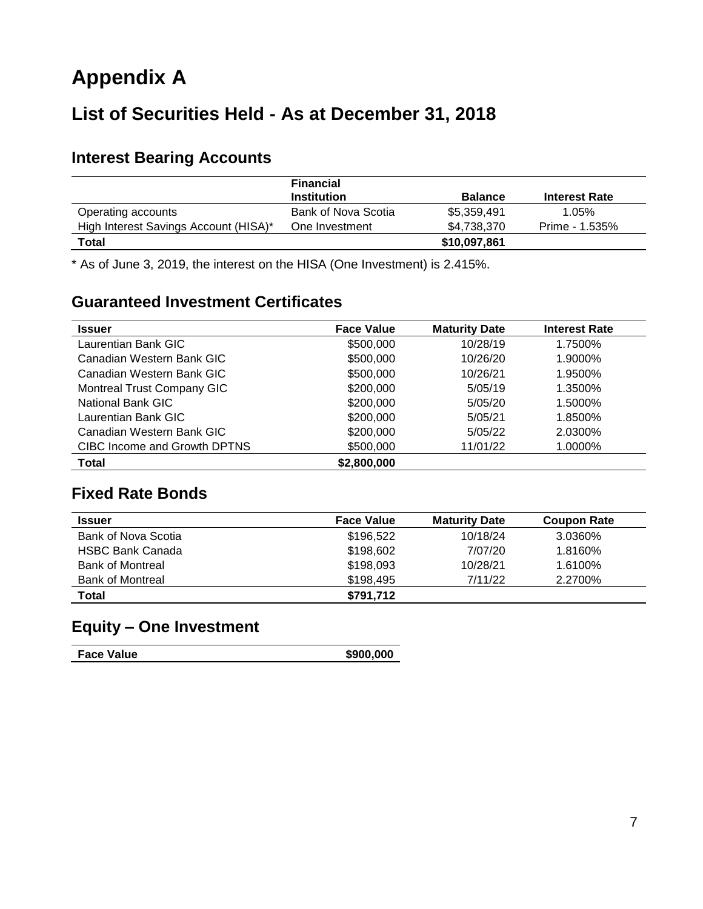# Appendix A

## List of Securities Held - As at December 31, 2018

### Interest Bearing Accounts

| | Financial Institution | Balance | Interest Rate |
|---|---|---|---|
| Operating accounts | Bank of Nova Scotia | $5,359,491 | 1.05% |
| High Interest Savings Account (HISA)* | One Investment | $4,738,370 | Prime - 1.535% |
| **Total** | | **$10,097,861** | |

* As of June 3, 2019, the interest on the HISA (One Investment) is 2.415%.

### Guaranteed Investment Certificates

| Issuer | Face Value | Maturity Date | Interest Rate |
|---|---|---|---|
| Laurentian Bank GIC | $500,000 | 10/28/19 | 1.7500% |
| Canadian Western Bank GIC | $500,000 | 10/26/20 | 1.9000% |
| Canadian Western Bank GIC | $500,000 | 10/26/21 | 1.9500% |
| Montreal Trust Company GIC | $200,000 | 5/05/19 | 1.3500% |
| National Bank GIC | $200,000 | 5/05/20 | 1.5000% |
| Laurentian Bank GIC | $200,000 | 5/05/21 | 1.8500% |
| Canadian Western Bank GIC | $200,000 | 5/05/22 | 2.0300% |
| CIBC Income and Growth DPTNS | $500,000 | 11/01/22 | 1.0000% |
| **Total** | **$2,800,000** | | |

### Fixed Rate Bonds

| Issuer | Face Value | Maturity Date | Coupon Rate |
|---|---|---|---|
| Bank of Nova Scotia | $196,522 | 10/18/24 | 3.0360% |
| HSBC Bank Canada | $198,602 | 7/07/20 | 1.8160% |
| Bank of Montreal | $198,093 | 10/28/21 | 1.6100% |
| Bank of Montreal | $198,495 | 7/11/22 | 2.2700% |
| **Total** | **$791,712** | | |

### Equity – One Investment

| | |
|---|---|
| **Face Value** | **$900,000** |